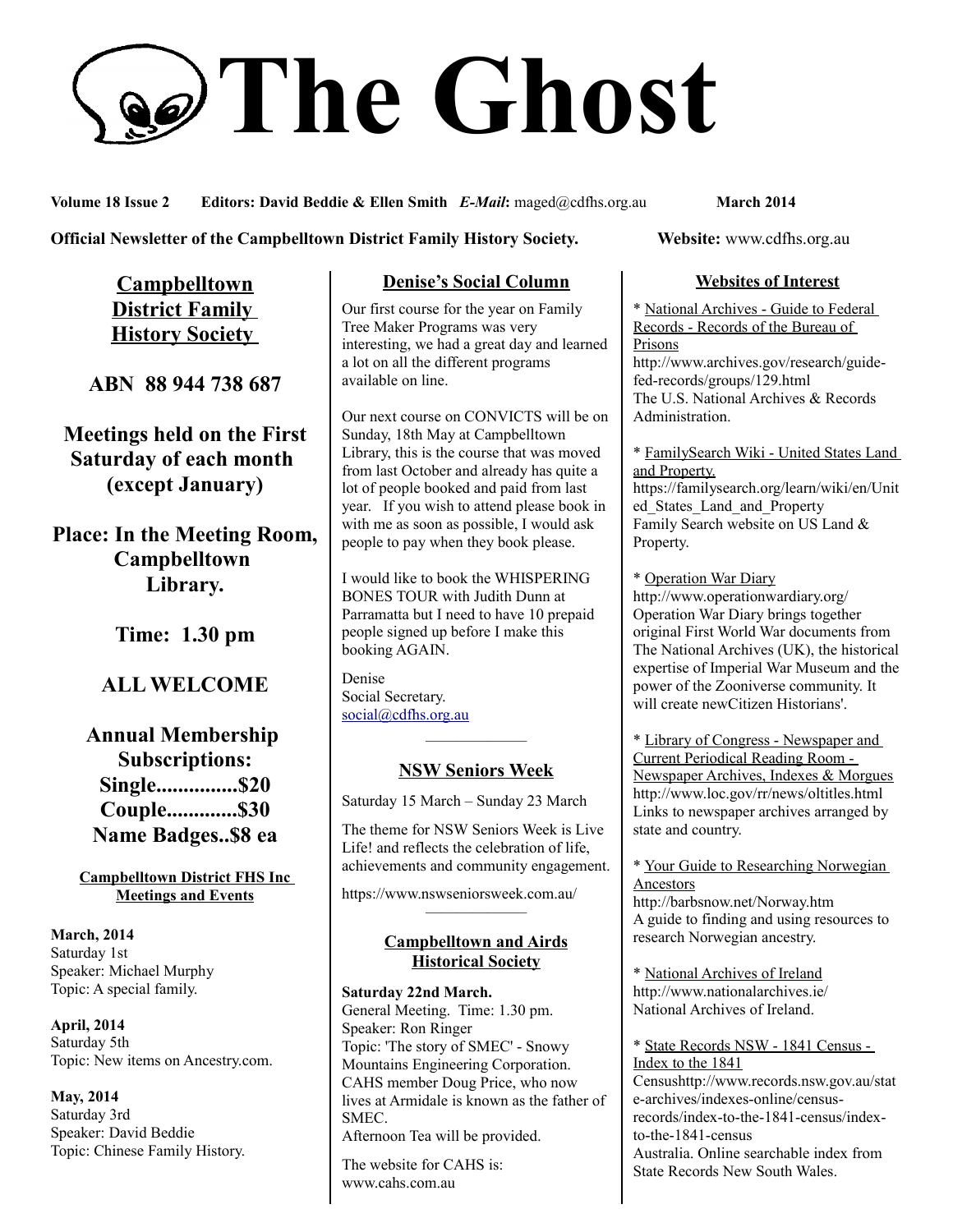# The Ghost

**Volume 18 Issue 2 Editors: David Beddie & Ellen Smith *E-Mail*:** maged@cdfhs.org.au **March 2014**

**Official Newsletter of the Campbelltown District Family History Society. Website:** www.cdfhs.org.au

## Campbelltown District Family History Society

**ABN 88 944 738 687**

**Meetings held on the First Saturday of each month (except January)**

**Place: In the Meeting Room, Campbelltown Library.**

**Time: 1.30 pm**

**ALL WELCOME**

**Annual Membership Subscriptions:**
**Single...............$20**
**Couple.............$30**
**Name Badges..$8 ea**

### Campbelltown District FHS Inc Meetings and Events

**March, 2014**
Saturday 1st
Speaker: Michael Murphy
Topic: A special family.

**April, 2014**
Saturday 5th
Topic: New items on Ancestry.com.

**May, 2014**
Saturday 3rd
Speaker: David Beddie
Topic: Chinese Family History.

## Denise's Social Column

Our first course for the year on Family Tree Maker Programs was very interesting, we had a great day and learned a lot on all the different programs available on line.

Our next course on CONVICTS will be on Sunday, 18th May at Campbelltown Library, this is the course that was moved from last October and already has quite a lot of people booked and paid from last year. If you wish to attend please book in with me as soon as possible, I would ask people to pay when they book please.

I would like to book the WHISPERING BONES TOUR with Judith Dunn at Parramatta but I need to have 10 prepaid people signed up before I make this booking AGAIN.

Denise
Social Secretary.
social@cdfhs.org.au

---

## NSW Seniors Week

Saturday 15 March – Sunday 23 March

The theme for NSW Seniors Week is Live Life! and reflects the celebration of life, achievements and community engagement.

https://www.nswseniorsweek.com.au/

---

## Campbelltown and Airds Historical Society

**Saturday 22nd March.**
General Meeting. Time: 1.30 pm.
Speaker: Ron Ringer
Topic: 'The story of SMEC' - Snowy Mountains Engineering Corporation. CAHS member Doug Price, who now lives at Armidale is known as the father of SMEC.
Afternoon Tea will be provided.

The website for CAHS is: www.cahs.com.au

## Websites of Interest

* National Archives - Guide to Federal Records - Records of the Bureau of Prisons
http://www.archives.gov/research/guide-fed-records/groups/129.html
The U.S. National Archives & Records Administration.

* FamilySearch Wiki - United States Land and Property.
https://familysearch.org/learn/wiki/en/United_States_Land_and_Property
Family Search website on US Land & Property.

* Operation War Diary
http://www.operationwardiary.org/
Operation War Diary brings together original First World War documents from The National Archives (UK), the historical expertise of Imperial War Museum and the power of the Zooniverse community. It will create newCitizen Historians'.

* Library of Congress - Newspaper and Current Periodical Reading Room - Newspaper Archives, Indexes & Morgues
http://www.loc.gov/rr/news/oltitles.html
Links to newspaper archives arranged by state and country.

* Your Guide to Researching Norwegian Ancestors
http://barbsnow.net/Norway.htm
A guide to finding and using resources to research Norwegian ancestry.

* National Archives of Ireland
http://www.nationalarchives.ie/
National Archives of Ireland.

* State Records NSW - 1841 Census - Index to the 1841
Censushttp://www.records.nsw.gov.au/state-archives/indexes-online/census-records/index-to-the-1841-census/index-to-the-1841-census
Australia. Online searchable index from State Records New South Wales.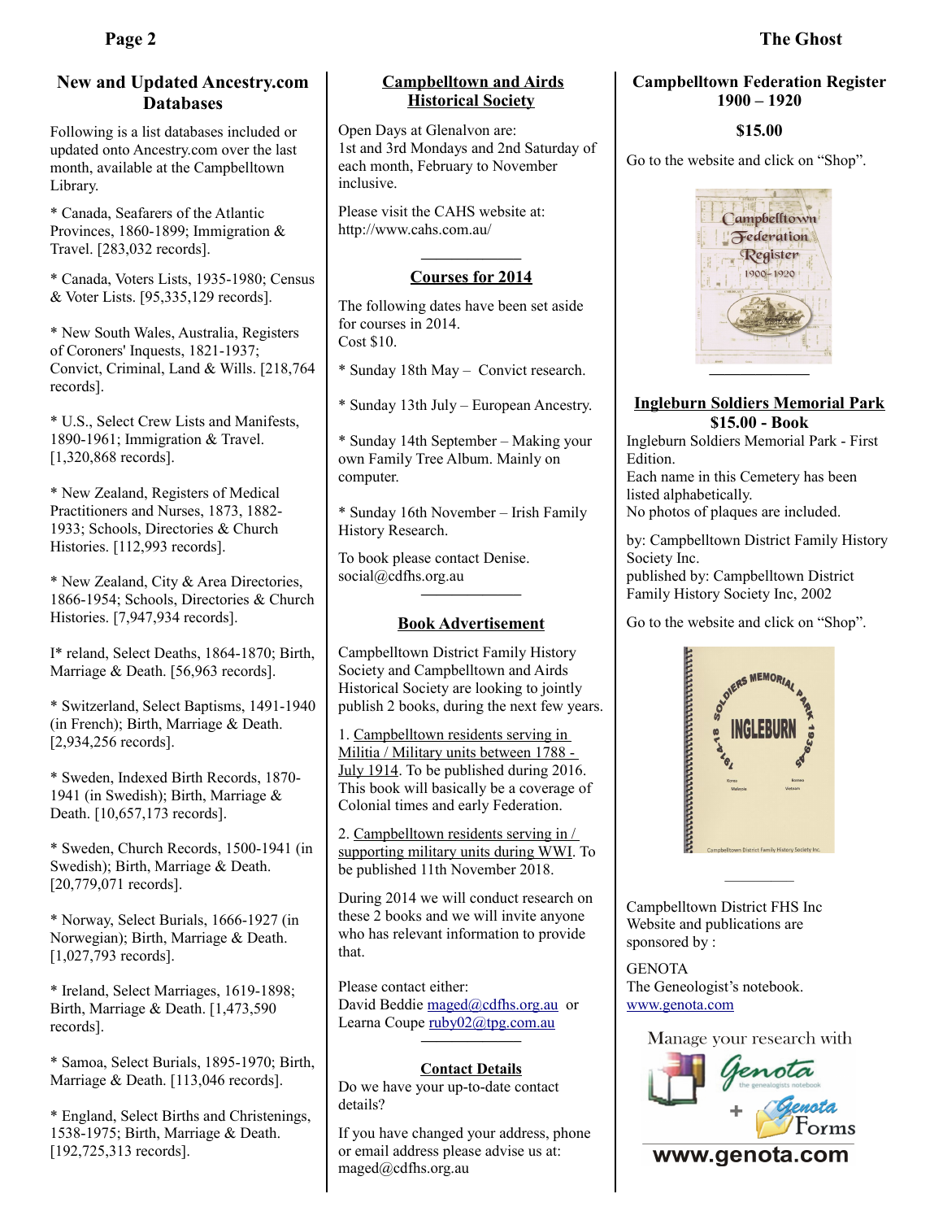## New and Updated Ancestry.com Databases

Following is a list databases included or updated onto Ancestry.com over the last month, available at the Campbelltown Library.

* Canada, Seafarers of the Atlantic Provinces, 1860-1899; Immigration & Travel. [283,032 records].

* Canada, Voters Lists, 1935-1980; Census & Voter Lists. [95,335,129 records].

* New South Wales, Australia, Registers of Coroners' Inquests, 1821-1937; Convict, Criminal, Land & Wills. [218,764 records].

* U.S., Select Crew Lists and Manifests, 1890-1961; Immigration & Travel. [1,320,868 records].

* New Zealand, Registers of Medical Practitioners and Nurses, 1873, 1882-1933; Schools, Directories & Church Histories. [112,993 records].

* New Zealand, City & Area Directories, 1866-1954; Schools, Directories & Church Histories. [7,947,934 records].

I* reland, Select Deaths, 1864-1870; Birth, Marriage & Death. [56,963 records].

* Switzerland, Select Baptisms, 1491-1940 (in French); Birth, Marriage & Death. [2,934,256 records].

* Sweden, Indexed Birth Records, 1870-1941 (in Swedish); Birth, Marriage & Death. [10,657,173 records].

* Sweden, Church Records, 1500-1941 (in Swedish); Birth, Marriage & Death. [20,779,071 records].

* Norway, Select Burials, 1666-1927 (in Norwegian); Birth, Marriage & Death. [1,027,793 records].

* Ireland, Select Marriages, 1619-1898; Birth, Marriage & Death. [1,473,590 records].

* Samoa, Select Burials, 1895-1970; Birth, Marriage & Death. [113,046 records].

* England, Select Births and Christenings, 1538-1975; Birth, Marriage & Death. [192,725,313 records].

## Campbelltown and Airds Historical Society

Open Days at Glenalvon are:
1st and 3rd Mondays and 2nd Saturday of each month, February to November inclusive.

Please visit the CAHS website at:
http://www.cahs.com.au/

## Courses for 2014

The following dates have been set aside for courses in 2014.
Cost $10.

* Sunday 18th May – Convict research.

* Sunday 13th July – European Ancestry.

* Sunday 14th September – Making your own Family Tree Album. Mainly on computer.

* Sunday 16th November – Irish Family History Research.

To book please contact Denise.
social@cdfhs.org.au

## Book Advertisement

Campbelltown District Family History Society and Campbelltown and Airds Historical Society are looking to jointly publish 2 books, during the next few years.

1. Campbelltown residents serving in Militia / Military units between 1788 - July 1914. To be published during 2016. This book will basically be a coverage of Colonial times and early Federation.

2. Campbelltown residents serving in / supporting military units during WWI. To be published 11th November 2018.

During 2014 we will conduct research on these 2 books and we will invite anyone who has relevant information to provide that.

Please contact either:
David Beddie maged@cdfhs.org.au or
Learna Coupe ruby02@tpg.com.au

## Contact Details

Do we have your up-to-date contact details?

If you have changed your address, phone or email address please advise us at:
maged@cdfhs.org.au

## Campbelltown Federation Register 1900 – 1920

**$15.00**

Go to the website and click on “Shop”.

## Ingleburn Soldiers Memorial Park

**$15.00 - Book**

Ingleburn Soldiers Memorial Park - First Edition.
Each name in this Cemetery has been listed alphabetically.
No photos of plaques are included.

by: Campbelltown District Family History Society Inc.
published by: Campbelltown District Family History Society Inc, 2002

Go to the website and click on “Shop”.

Campbelltown District FHS Inc Website and publications are sponsored by :

GENOTA
The Geneologist's notebook.
www.genota.com

Manage your research with Genota + Genota Forms
www.genota.com